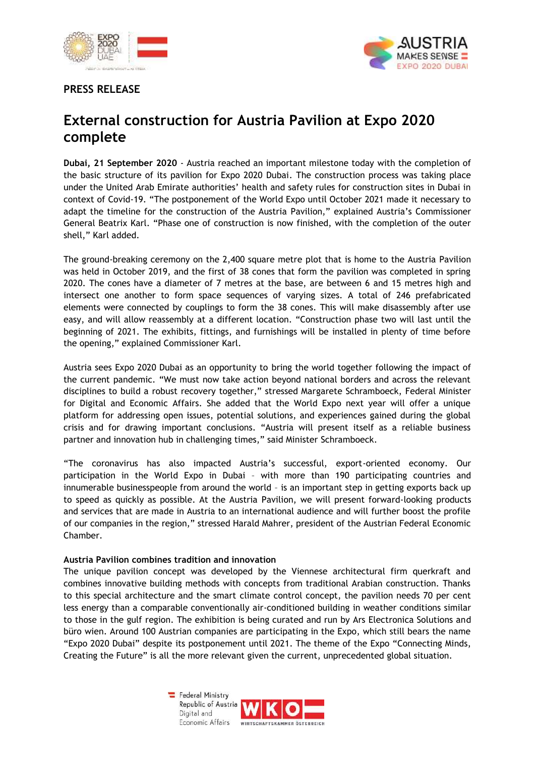PRESS RELEASE

# External construction for Austria Pavilion at Expo 2020 complete

**Dubai, 21 September 2020** - Austria reached an important milestone today with the completion of the basic structure of its pavilion for Expo 2020 Dubai. The construction process was taking place under the United Arab Emirate authorities' health and safety rules for construction sites in Dubai in context of Covid-19. "The postponement of the World Expo until October 2021 made it necessary to adapt the timeline for the construction of the Austria Pavilion," explained Austria's Commissioner General Beatrix Karl. "Phase one of construction is now finished, with the completion of the outer shell," Karl added.

The ground-breaking ceremony on the 2,400 square metre plot that is home to the Austria Pavilion was held in October 2019, and the first of 38 cones that form the pavilion was completed in spring 2020. The cones have a diameter of 7 metres at the base, are between 6 and 15 metres high and intersect one another to form space sequences of varying sizes. A total of 246 prefabricated elements were connected by couplings to form the 38 cones. This will make disassembly after use easy, and will allow reassembly at a different location. "Construction phase two will last until the beginning of 2021. The exhibits, fittings, and furnishings will be installed in plenty of time before the opening," explained Commissioner Karl.

Austria sees Expo 2020 Dubai as an opportunity to bring the world together following the impact of the current pandemic. "We must now take action beyond national borders and across the relevant disciplines to build a robust recovery together," stressed Margarete Schramboeck, Federal Minister for Digital and Economic Affairs. She added that the World Expo next year will offer a unique platform for addressing open issues, potential solutions, and experiences gained during the global crisis and for drawing important conclusions. "Austria will present itself as a reliable business partner and innovation hub in challenging times," said Minister Schramboeck.

"The coronavirus has also impacted Austria's successful, export-oriented economy. Our participation in the World Expo in Dubai – with more than 190 participating countries and innumerable businesspeople from around the world – is an important step in getting exports back up to speed as quickly as possible. At the Austria Pavilion, we will present forward-looking products and services that are made in Austria to an international audience and will further boost the profile of our companies in the region," stressed Harald Mahrer, president of the Austrian Federal Economic Chamber.

**Austria Pavilion combines tradition and innovation**

The unique pavilion concept was developed by the Viennese architectural firm querkraft and combines innovative building methods with concepts from traditional Arabian construction. Thanks to this special architecture and the smart climate control concept, the pavilion needs 70 per cent less energy than a comparable conventionally air-conditioned building in weather conditions similar to those in the gulf region. The exhibition is being curated and run by Ars Electronica Solutions and büro wien. Around 100 Austrian companies are participating in the Expo, which still bears the name "Expo 2020 Dubai" despite its postponement until 2021. The theme of the Expo "Connecting Minds, Creating the Future" is all the more relevant given the current, unprecedented global situation.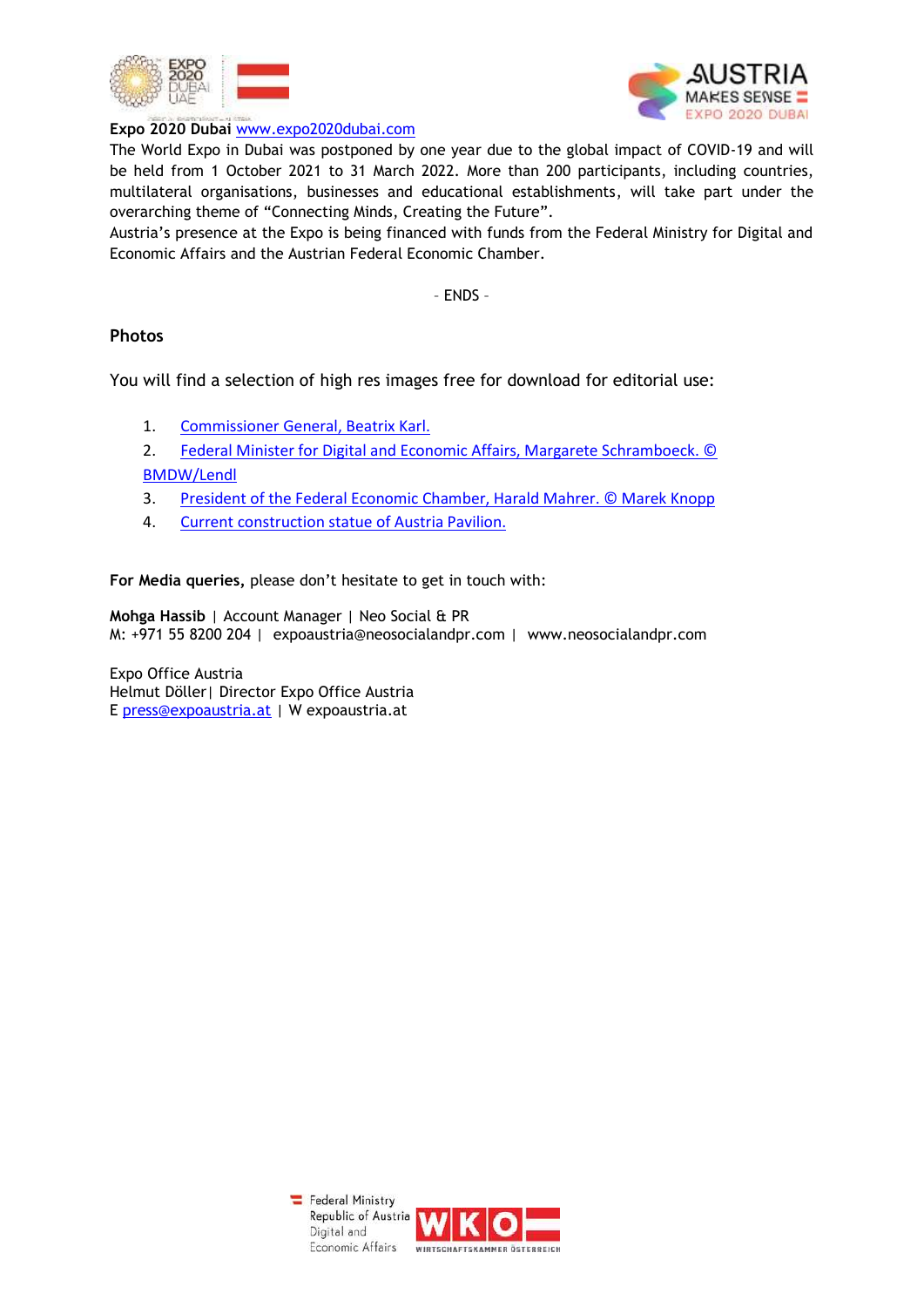**Expo 2020 Dubai** www.expo2020dubai.com

The World Expo in Dubai was postponed by one year due to the global impact of COVID-19 and will be held from 1 October 2021 to 31 March 2022. More than 200 participants, including countries, multilateral organisations, businesses and educational establishments, will take part under the overarching theme of "Connecting Minds, Creating the Future".

Austria's presence at the Expo is being financed with funds from the Federal Ministry for Digital and Economic Affairs and the Austrian Federal Economic Chamber.

\- ENDS -

### Photos

You will find a selection of high res images free for download for editorial use:

1. Commissioner General, Beatrix Karl.
2. Federal Minister for Digital and Economic Affairs, Margarete Schramboeck. © BMDW/Lendl
3. President of the Federal Economic Chamber, Harald Mahrer. © Marek Knopp
4. Current construction statue of Austria Pavilion.

**For Media queries,** please don't hesitate to get in touch with:

**Mohga Hassib** | Account Manager | Neo Social & PR
M: +971 55 8200 204 | expoaustria@neosocialandpr.com | www.neosocialandpr.com

Expo Office Austria
Helmut Döller| Director Expo Office Austria
E press@expoaustria.at | W expoaustria.at